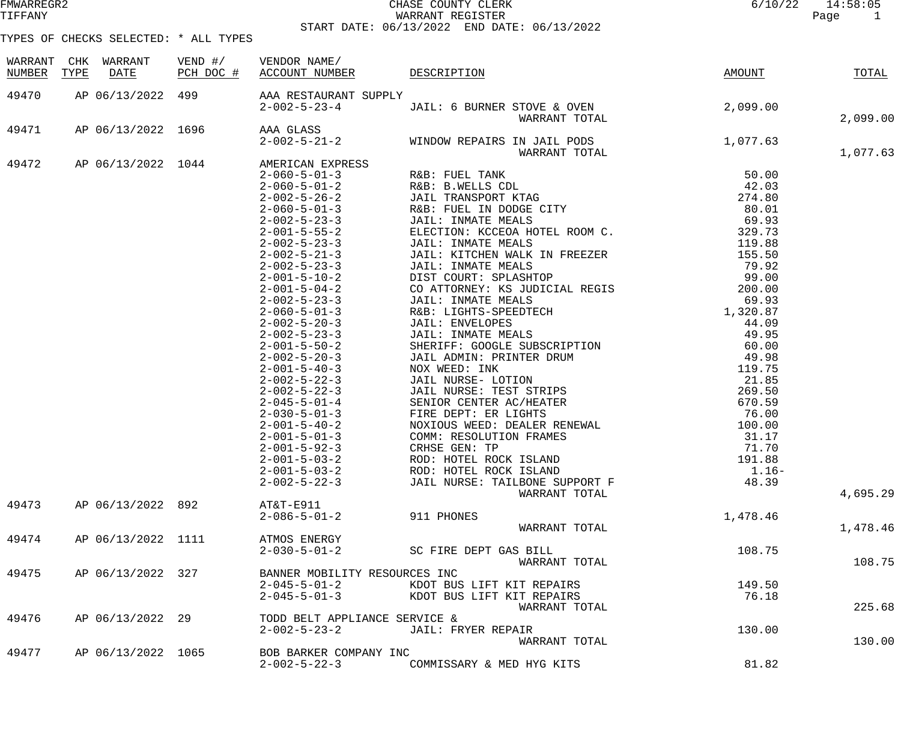CHASE COUNTY CLERK
WARRANT REGISTER
START DATE: 06/13/2022 END DATE: 06/13/2022

TYPES OF CHECKS SELECTED: * ALL TYPES

| WARRANT NUMBER | CHK TYPE | WARRANT DATE | VEND #/ PCH DOC # | VENDOR NAME/ ACCOUNT NUMBER | DESCRIPTION | AMOUNT | TOTAL |
|---|---|---|---|---|---|---|---|
| 49470 | AP | 06/13/2022 | 499 | AAA RESTAURANT SUPPLY | | | |
| | | | | 2-002-5-23-4 | JAIL: 6 BURNER STOVE & OVEN | 2,099.00 | |
| | | | | | WARRANT TOTAL | | 2,099.00 |
| 49471 | AP | 06/13/2022 | 1696 | AAA GLASS | | | |
| | | | | 2-002-5-21-2 | WINDOW REPAIRS IN JAIL PODS | 1,077.63 | |
| | | | | | WARRANT TOTAL | | 1,077.63 |
| 49472 | AP | 06/13/2022 | 1044 | AMERICAN EXPRESS | | | |
| | | | | 2-060-5-01-3 | R&B: FUEL TANK | 50.00 | |
| | | | | 2-060-5-01-2 | R&B: B.WELLS CDL | 42.03 | |
| | | | | 2-002-5-26-2 | JAIL TRANSPORT KTAG | 274.80 | |
| | | | | 2-060-5-01-3 | R&B: FUEL IN DODGE CITY | 80.01 | |
| | | | | 2-002-5-23-3 | JAIL: INMATE MEALS | 69.93 | |
| | | | | 2-001-5-55-2 | ELECTION: KCCEOA HOTEL ROOM C. | 329.73 | |
| | | | | 2-002-5-23-3 | JAIL: INMATE MEALS | 119.88 | |
| | | | | 2-002-5-21-3 | JAIL: KITCHEN WALK IN FREEZER | 155.50 | |
| | | | | 2-002-5-23-3 | JAIL: INMATE MEALS | 79.92 | |
| | | | | 2-001-5-10-2 | DIST COURT: SPLASHTOP | 99.00 | |
| | | | | 2-001-5-04-2 | CO ATTORNEY: KS JUDICIAL REGIS | 200.00 | |
| | | | | 2-002-5-23-3 | JAIL: INMATE MEALS | 69.93 | |
| | | | | 2-060-5-01-3 | R&B: LIGHTS-SPEEDTECH | 1,320.87 | |
| | | | | 2-002-5-20-3 | JAIL: ENVELOPES | 44.09 | |
| | | | | 2-002-5-23-3 | JAIL: INMATE MEALS | 49.95 | |
| | | | | 2-001-5-50-2 | SHERIFF: GOOGLE SUBSCRIPTION | 60.00 | |
| | | | | 2-002-5-20-3 | JAIL ADMIN: PRINTER DRUM | 49.98 | |
| | | | | 2-001-5-40-3 | NOX WEED: INK | 119.75 | |
| | | | | 2-002-5-22-3 | JAIL NURSE- LOTION | 21.85 | |
| | | | | 2-002-5-22-3 | JAIL NURSE: TEST STRIPS | 269.50 | |
| | | | | 2-045-5-01-4 | SENIOR CENTER AC/HEATER | 670.59 | |
| | | | | 2-030-5-01-3 | FIRE DEPT: ER LIGHTS | 76.00 | |
| | | | | 2-001-5-40-2 | NOXIOUS WEED: DEALER RENEWAL | 100.00 | |
| | | | | 2-001-5-01-3 | COMM: RESOLUTION FRAMES | 31.17 | |
| | | | | 2-001-5-92-3 | CRHSE GEN: TP | 71.70 | |
| | | | | 2-001-5-03-2 | ROD: HOTEL ROCK ISLAND | 191.88 | |
| | | | | 2-001-5-03-2 | ROD: HOTEL ROCK ISLAND | 1.16- | |
| | | | | 2-002-5-22-3 | JAIL NURSE: TAILBONE SUPPORT F | 48.39 | |
| | | | | | WARRANT TOTAL | | 4,695.29 |
| 49473 | AP | 06/13/2022 | 892 | AT&T-E911 | | | |
| | | | | 2-086-5-01-2 | 911 PHONES | 1,478.46 | |
| | | | | | WARRANT TOTAL | | 1,478.46 |
| 49474 | AP | 06/13/2022 | 1111 | ATMOS ENERGY | | | |
| | | | | 2-030-5-01-2 | SC FIRE DEPT GAS BILL | 108.75 | |
| | | | | | WARRANT TOTAL | | 108.75 |
| 49475 | AP | 06/13/2022 | 327 | BANNER MOBILITY RESOURCES INC | | | |
| | | | | 2-045-5-01-2 | KDOT BUS LIFT KIT REPAIRS | 149.50 | |
| | | | | 2-045-5-01-3 | KDOT BUS LIFT KIT REPAIRS | 76.18 | |
| | | | | | WARRANT TOTAL | | 225.68 |
| 49476 | AP | 06/13/2022 | 29 | TODD BELT APPLIANCE SERVICE & | | | |
| | | | | 2-002-5-23-2 | JAIL: FRYER REPAIR | 130.00 | |
| | | | | | WARRANT TOTAL | | 130.00 |
| 49477 | AP | 06/13/2022 | 1065 | BOB BARKER COMPANY INC | | | |
| | | | | 2-002-5-22-3 | COMMISSARY & MED HYG KITS | 81.82 | |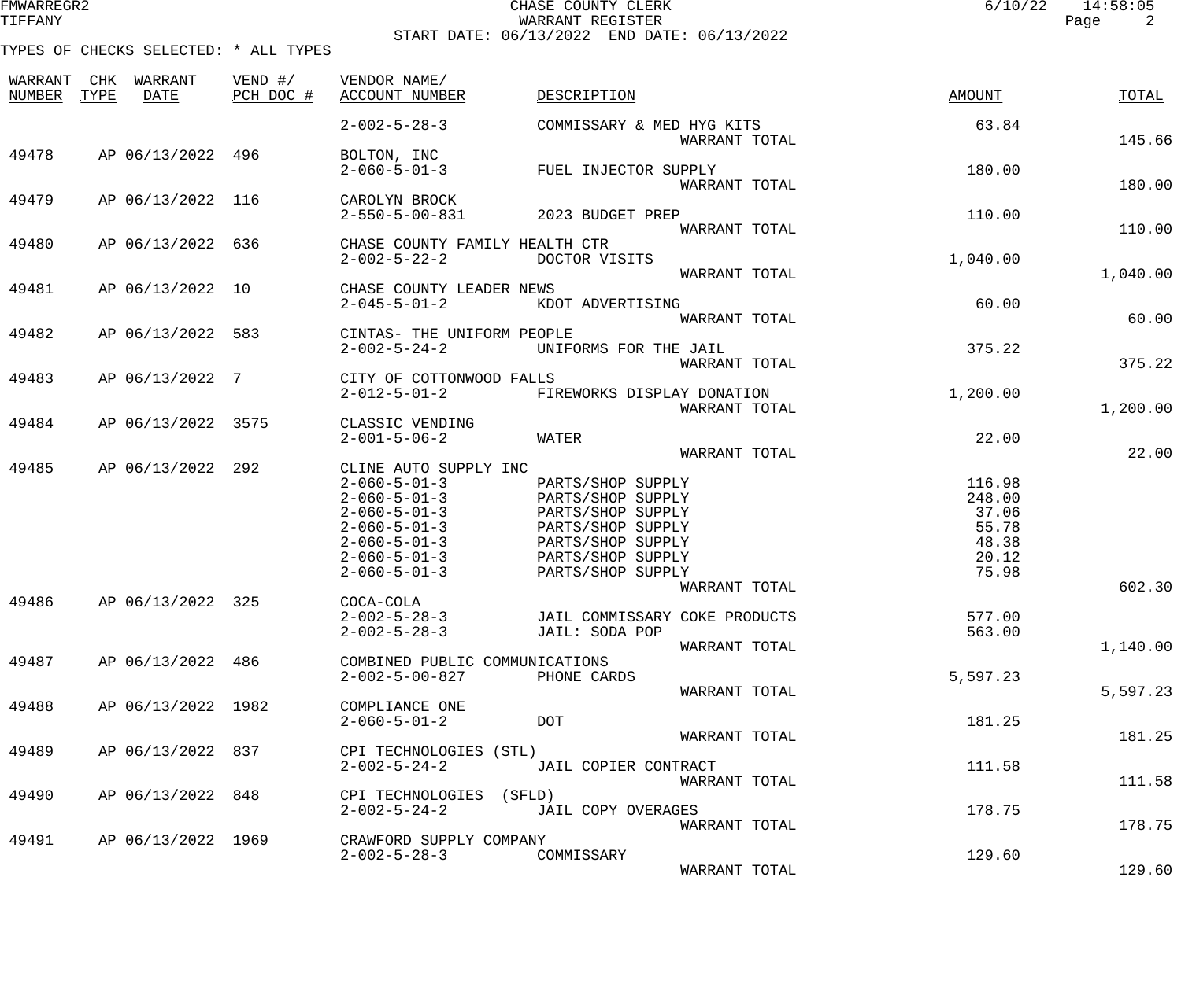CHASE COUNTY CLERK
WARRANT REGISTER
START DATE: 06/13/2022 END DATE: 06/13/2022

TYPES OF CHECKS SELECTED: * ALL TYPES

| WARRANT NUMBER | CHK TYPE | WARRANT DATE | VEND #/ PCH DOC # | VENDOR NAME/ ACCOUNT NUMBER | DESCRIPTION | AMOUNT | TOTAL |
|---|---|---|---|---|---|---|---|
| | | | | 2-002-5-28-3 | COMMISSARY & MED HYG KITS | 63.84 | |
| | | | | | WARRANT TOTAL | | 145.66 |
| 49478 | AP | 06/13/2022 | 496 | BOLTON, INC | | | |
| | | | | 2-060-5-01-3 | FUEL INJECTOR SUPPLY | 180.00 | |
| | | | | | WARRANT TOTAL | | 180.00 |
| 49479 | AP | 06/13/2022 | 116 | CAROLYN BROCK | | | |
| | | | | 2-550-5-00-831 | 2023 BUDGET PREP | 110.00 | |
| | | | | | WARRANT TOTAL | | 110.00 |
| 49480 | AP | 06/13/2022 | 636 | CHASE COUNTY FAMILY HEALTH CTR | | | |
| | | | | 2-002-5-22-2 | DOCTOR VISITS | 1,040.00 | |
| | | | | | WARRANT TOTAL | | 1,040.00 |
| 49481 | AP | 06/13/2022 | 10 | CHASE COUNTY LEADER NEWS | | | |
| | | | | 2-045-5-01-2 | KDOT ADVERTISING | 60.00 | |
| | | | | | WARRANT TOTAL | | 60.00 |
| 49482 | AP | 06/13/2022 | 583 | CINTAS- THE UNIFORM PEOPLE | | | |
| | | | | 2-002-5-24-2 | UNIFORMS FOR THE JAIL | 375.22 | |
| | | | | | WARRANT TOTAL | | 375.22 |
| 49483 | AP | 06/13/2022 | 7 | CITY OF COTTONWOOD FALLS | | | |
| | | | | 2-012-5-01-2 | FIREWORKS DISPLAY DONATION | 1,200.00 | |
| | | | | | WARRANT TOTAL | | 1,200.00 |
| 49484 | AP | 06/13/2022 | 3575 | CLASSIC VENDING | | | |
| | | | | 2-001-5-06-2 | WATER | 22.00 | |
| | | | | | WARRANT TOTAL | | 22.00 |
| 49485 | AP | 06/13/2022 | 292 | CLINE AUTO SUPPLY INC | | | |
| | | | | 2-060-5-01-3 | PARTS/SHOP SUPPLY | 116.98 | |
| | | | | 2-060-5-01-3 | PARTS/SHOP SUPPLY | 248.00 | |
| | | | | 2-060-5-01-3 | PARTS/SHOP SUPPLY | 37.06 | |
| | | | | 2-060-5-01-3 | PARTS/SHOP SUPPLY | 55.78 | |
| | | | | 2-060-5-01-3 | PARTS/SHOP SUPPLY | 48.38 | |
| | | | | 2-060-5-01-3 | PARTS/SHOP SUPPLY | 20.12 | |
| | | | | 2-060-5-01-3 | PARTS/SHOP SUPPLY | 75.98 | |
| | | | | | WARRANT TOTAL | | 602.30 |
| 49486 | AP | 06/13/2022 | 325 | COCA-COLA | | | |
| | | | | 2-002-5-28-3 | JAIL COMMISSARY COKE PRODUCTS | 577.00 | |
| | | | | 2-002-5-28-3 | JAIL: SODA POP | 563.00 | |
| | | | | | WARRANT TOTAL | | 1,140.00 |
| 49487 | AP | 06/13/2022 | 486 | COMBINED PUBLIC COMMUNICATIONS | | | |
| | | | | 2-002-5-00-827 | PHONE CARDS | 5,597.23 | |
| | | | | | WARRANT TOTAL | | 5,597.23 |
| 49488 | AP | 06/13/2022 | 1982 | COMPLIANCE ONE | | | |
| | | | | 2-060-5-01-2 | DOT | 181.25 | |
| | | | | | WARRANT TOTAL | | 181.25 |
| 49489 | AP | 06/13/2022 | 837 | CPI TECHNOLOGIES (STL) | | | |
| | | | | 2-002-5-24-2 | JAIL COPIER CONTRACT | 111.58 | |
| | | | | | WARRANT TOTAL | | 111.58 |
| 49490 | AP | 06/13/2022 | 848 | CPI TECHNOLOGIES (SFLD) | | | |
| | | | | 2-002-5-24-2 | JAIL COPY OVERAGES | 178.75 | |
| | | | | | WARRANT TOTAL | | 178.75 |
| 49491 | AP | 06/13/2022 | 1969 | CRAWFORD SUPPLY COMPANY | | | |
| | | | | 2-002-5-28-3 | COMMISSARY | 129.60 | |
| | | | | | WARRANT TOTAL | | 129.60 |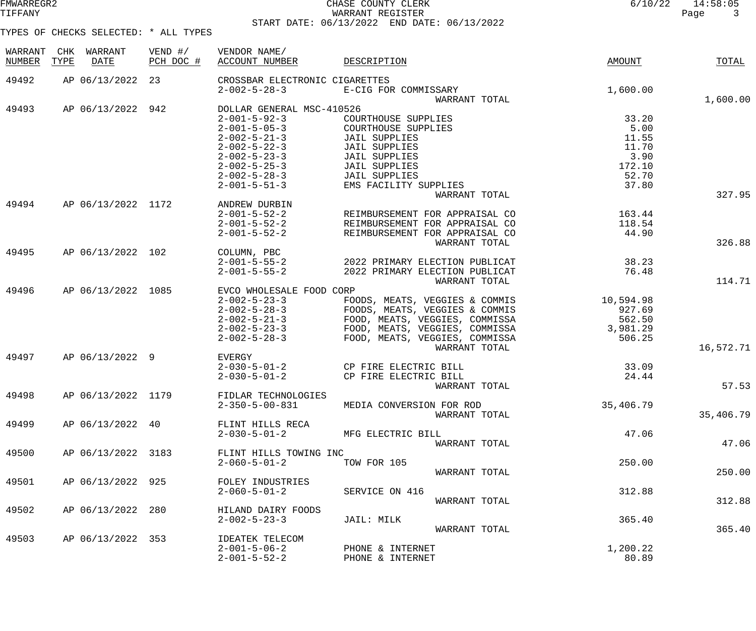CHASE COUNTY CLERK
WARRANT REGISTER
START DATE: 06/13/2022 END DATE: 06/13/2022

TYPES OF CHECKS SELECTED: * ALL TYPES

| WARRANT NUMBER | CHK TYPE | WARRANT DATE | VEND #/ PCH DOC # | VENDOR NAME/ ACCOUNT NUMBER | DESCRIPTION | AMOUNT | TOTAL |
|---|---|---|---|---|---|---|---|
| 49492 | AP | 06/13/2022 | 23 | CROSSBAR ELECTRONIC CIGARETTES | | | |
| | | | | 2-002-5-28-3 | E-CIG FOR COMMISSARY | 1,600.00 | |
| | | | | | WARRANT TOTAL | | 1,600.00 |
| 49493 | AP | 06/13/2022 | 942 | DOLLAR GENERAL MSC-410526 | | | |
| | | | | 2-001-5-92-3 | COURTHOUSE SUPPLIES | 33.20 | |
| | | | | 2-001-5-05-3 | COURTHOUSE SUPPLIES | 5.00 | |
| | | | | 2-002-5-21-3 | JAIL SUPPLIES | 11.55 | |
| | | | | 2-002-5-22-3 | JAIL SUPPLIES | 11.70 | |
| | | | | 2-002-5-23-3 | JAIL SUPPLIES | 3.90 | |
| | | | | 2-002-5-25-3 | JAIL SUPPLIES | 172.10 | |
| | | | | 2-002-5-28-3 | JAIL SUPPLIES | 52.70 | |
| | | | | 2-001-5-51-3 | EMS FACILITY SUPPLIES | 37.80 | |
| | | | | | WARRANT TOTAL | | 327.95 |
| 49494 | AP | 06/13/2022 | 1172 | ANDREW DURBIN | | | |
| | | | | 2-001-5-52-2 | REIMBURSEMENT FOR APPRAISAL CO | 163.44 | |
| | | | | 2-001-5-52-2 | REIMBURSEMENT FOR APPRAISAL CO | 118.54 | |
| | | | | 2-001-5-52-2 | REIMBURSEMENT FOR APPRAISAL CO | 44.90 | |
| | | | | | WARRANT TOTAL | | 326.88 |
| 49495 | AP | 06/13/2022 | 102 | COLUMN, PBC | | | |
| | | | | 2-001-5-55-2 | 2022 PRIMARY ELECTION PUBLICAT | 38.23 | |
| | | | | 2-001-5-55-2 | 2022 PRIMARY ELECTION PUBLICAT | 76.48 | |
| | | | | | WARRANT TOTAL | | 114.71 |
| 49496 | AP | 06/13/2022 | 1085 | EVCO WHOLESALE FOOD CORP | | | |
| | | | | 2-002-5-23-3 | FOODS, MEATS, VEGGIES & COMMIS | 10,594.98 | |
| | | | | 2-002-5-28-3 | FOODS, MEATS, VEGGIES & COMMIS | 927.69 | |
| | | | | 2-002-5-21-3 | FOOD, MEATS, VEGGIES, COMMISSA | 562.50 | |
| | | | | 2-002-5-23-3 | FOOD, MEATS, VEGGIES, COMMISSA | 3,981.29 | |
| | | | | 2-002-5-28-3 | FOOD, MEATS, VEGGIES, COMMISSA | 506.25 | |
| | | | | | WARRANT TOTAL | | 16,572.71 |
| 49497 | AP | 06/13/2022 | 9 | EVERGY | | | |
| | | | | 2-030-5-01-2 | CP FIRE ELECTRIC BILL | 33.09 | |
| | | | | 2-030-5-01-2 | CP FIRE ELECTRIC BILL | 24.44 | |
| | | | | | WARRANT TOTAL | | 57.53 |
| 49498 | AP | 06/13/2022 | 1179 | FIDLAR TECHNOLOGIES | | | |
| | | | | 2-350-5-00-831 | MEDIA CONVERSION FOR ROD | 35,406.79 | |
| | | | | | WARRANT TOTAL | | 35,406.79 |
| 49499 | AP | 06/13/2022 | 40 | FLINT HILLS RECA | | | |
| | | | | 2-030-5-01-2 | MFG ELECTRIC BILL | 47.06 | |
| | | | | | WARRANT TOTAL | | 47.06 |
| 49500 | AP | 06/13/2022 | 3183 | FLINT HILLS TOWING INC | | | |
| | | | | 2-060-5-01-2 | TOW FOR 105 | 250.00 | |
| | | | | | WARRANT TOTAL | | 250.00 |
| 49501 | AP | 06/13/2022 | 925 | FOLEY INDUSTRIES | | | |
| | | | | 2-060-5-01-2 | SERVICE ON 416 | 312.88 | |
| | | | | | WARRANT TOTAL | | 312.88 |
| 49502 | AP | 06/13/2022 | 280 | HILAND DAIRY FOODS | | | |
| | | | | 2-002-5-23-3 | JAIL: MILK | 365.40 | |
| | | | | | WARRANT TOTAL | | 365.40 |
| 49503 | AP | 06/13/2022 | 353 | IDEATEK TELECOM | | | |
| | | | | 2-001-5-06-2 | PHONE & INTERNET | 1,200.22 | |
| | | | | 2-001-5-52-2 | PHONE & INTERNET | 80.89 | |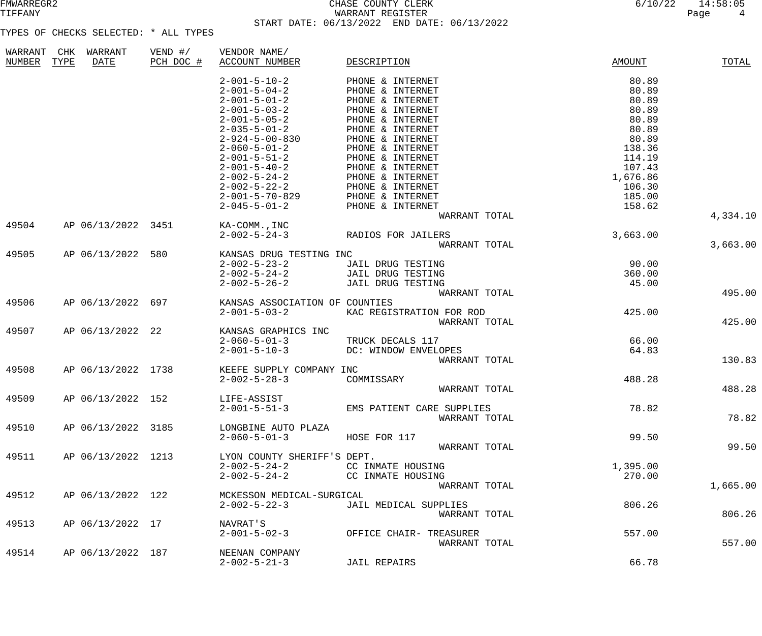CHASE COUNTY CLERK
WARRANT REGISTER
START DATE: 06/13/2022 END DATE: 06/13/2022

FMWARREGR2
TIFFANY

6/10/22 14:58:05

TYPES OF CHECKS SELECTED: * ALL TYPES

| WARRANT NUMBER | CHK TYPE | WARRANT DATE | VEND #/ PCH DOC # | VENDOR NAME/ ACCOUNT NUMBER | DESCRIPTION | AMOUNT | TOTAL |
|---|---|---|---|---|---|---|---|
| | | | | 2-001-5-10-2 | PHONE & INTERNET | 80.89 | |
| | | | | 2-001-5-04-2 | PHONE & INTERNET | 80.89 | |
| | | | | 2-001-5-01-2 | PHONE & INTERNET | 80.89 | |
| | | | | 2-001-5-03-2 | PHONE & INTERNET | 80.89 | |
| | | | | 2-001-5-05-2 | PHONE & INTERNET | 80.89 | |
| | | | | 2-035-5-01-2 | PHONE & INTERNET | 80.89 | |
| | | | | 2-924-5-00-830 | PHONE & INTERNET | 80.89 | |
| | | | | 2-060-5-01-2 | PHONE & INTERNET | 138.36 | |
| | | | | 2-001-5-51-2 | PHONE & INTERNET | 114.19 | |
| | | | | 2-001-5-40-2 | PHONE & INTERNET | 107.43 | |
| | | | | 2-002-5-24-2 | PHONE & INTERNET | 1,676.86 | |
| | | | | 2-002-5-22-2 | PHONE & INTERNET | 106.30 | |
| | | | | 2-001-5-70-829 | PHONE & INTERNET | 185.00 | |
| | | | | 2-045-5-01-2 | PHONE & INTERNET | 158.62 | |
| | | | | | WARRANT TOTAL | | 4,334.10 |
| 49504 | AP | 06/13/2022 | 3451 | KA-COMM.,INC | | | |
| | | | | 2-002-5-24-3 | RADIOS FOR JAILERS | 3,663.00 | |
| | | | | | WARRANT TOTAL | | 3,663.00 |
| 49505 | AP | 06/13/2022 | 580 | KANSAS DRUG TESTING INC | | | |
| | | | | 2-002-5-23-2 | JAIL DRUG TESTING | 90.00 | |
| | | | | 2-002-5-24-2 | JAIL DRUG TESTING | 360.00 | |
| | | | | 2-002-5-26-2 | JAIL DRUG TESTING | 45.00 | |
| | | | | | WARRANT TOTAL | | 495.00 |
| 49506 | AP | 06/13/2022 | 697 | KANSAS ASSOCIATION OF COUNTIES | | | |
| | | | | 2-001-5-03-2 | KAC REGISTRATION FOR ROD | 425.00 | |
| | | | | | WARRANT TOTAL | | 425.00 |
| 49507 | AP | 06/13/2022 | 22 | KANSAS GRAPHICS INC | | | |
| | | | | 2-060-5-01-3 | TRUCK DECALS 117 | 66.00 | |
| | | | | 2-001-5-10-3 | DC: WINDOW ENVELOPES | 64.83 | |
| | | | | | WARRANT TOTAL | | 130.83 |
| 49508 | AP | 06/13/2022 | 1738 | KEEFE SUPPLY COMPANY INC | | | |
| | | | | 2-002-5-28-3 | COMMISSARY | 488.28 | |
| | | | | | WARRANT TOTAL | | 488.28 |
| 49509 | AP | 06/13/2022 | 152 | LIFE-ASSIST | | | |
| | | | | 2-001-5-51-3 | EMS PATIENT CARE SUPPLIES | 78.82 | |
| | | | | | WARRANT TOTAL | | 78.82 |
| 49510 | AP | 06/13/2022 | 3185 | LONGBINE AUTO PLAZA | | | |
| | | | | 2-060-5-01-3 | HOSE FOR 117 | 99.50 | |
| | | | | | WARRANT TOTAL | | 99.50 |
| 49511 | AP | 06/13/2022 | 1213 | LYON COUNTY SHERIFF'S DEPT. | | | |
| | | | | 2-002-5-24-2 | CC INMATE HOUSING | 1,395.00 | |
| | | | | 2-002-5-24-2 | CC INMATE HOUSING | 270.00 | |
| | | | | | WARRANT TOTAL | | 1,665.00 |
| 49512 | AP | 06/13/2022 | 122 | MCKESSON MEDICAL-SURGICAL | | | |
| | | | | 2-002-5-22-3 | JAIL MEDICAL SUPPLIES | 806.26 | |
| | | | | | WARRANT TOTAL | | 806.26 |
| 49513 | AP | 06/13/2022 | 17 | NAVRAT'S | | | |
| | | | | 2-001-5-02-3 | OFFICE CHAIR- TREASURER | 557.00 | |
| | | | | | WARRANT TOTAL | | 557.00 |
| 49514 | AP | 06/13/2022 | 187 | NEENAN COMPANY | | | |
| | | | | 2-002-5-21-3 | JAIL REPAIRS | 66.78 | |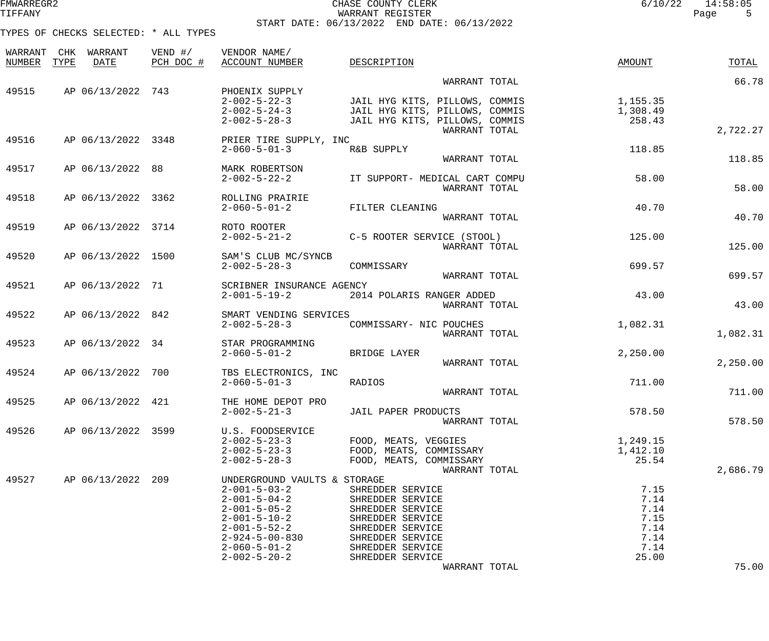CHASE COUNTY CLERK
WARRANT REGISTER
START DATE: 06/13/2022 END DATE: 06/13/2022

FMWARREGR2
TIFFANY

6/10/22 14:58:05

TYPES OF CHECKS SELECTED: * ALL TYPES

| WARRANT NUMBER | CHK TYPE | WARRANT DATE | VEND #/ PCH DOC # | VENDOR NAME/ ACCOUNT NUMBER | DESCRIPTION | AMOUNT | TOTAL |
|---|---|---|---|---|---|---|---|
| | | | | | WARRANT TOTAL | | 66.78 |
| 49515 | AP | 06/13/2022 | 743 | PHOENIX SUPPLY | | | |
| | | | | 2-002-5-22-3 | JAIL HYG KITS, PILLOWS, COMMIS | 1,155.35 | |
| | | | | 2-002-5-24-3 | JAIL HYG KITS, PILLOWS, COMMIS | 1,308.49 | |
| | | | | 2-002-5-28-3 | JAIL HYG KITS, PILLOWS, COMMIS | 258.43 | |
| | | | | | WARRANT TOTAL | | 2,722.27 |
| 49516 | AP | 06/13/2022 | 3348 | PRIER TIRE SUPPLY, INC | | | |
| | | | | 2-060-5-01-3 | R&B SUPPLY | 118.85 | |
| | | | | | WARRANT TOTAL | | 118.85 |
| 49517 | AP | 06/13/2022 | 88 | MARK ROBERTSON | | | |
| | | | | 2-002-5-22-2 | IT SUPPORT- MEDICAL CART COMPU | 58.00 | |
| | | | | | WARRANT TOTAL | | 58.00 |
| 49518 | AP | 06/13/2022 | 3362 | ROLLING PRAIRIE | | | |
| | | | | 2-060-5-01-2 | FILTER CLEANING | 40.70 | |
| | | | | | WARRANT TOTAL | | 40.70 |
| 49519 | AP | 06/13/2022 | 3714 | ROTO ROOTER | | | |
| | | | | 2-002-5-21-2 | C-5 ROOTER SERVICE (STOOL) | 125.00 | |
| | | | | | WARRANT TOTAL | | 125.00 |
| 49520 | AP | 06/13/2022 | 1500 | SAM'S CLUB MC/SYNCB | | | |
| | | | | 2-002-5-28-3 | COMMISSARY | 699.57 | |
| | | | | | WARRANT TOTAL | | 699.57 |
| 49521 | AP | 06/13/2022 | 71 | SCRIBNER INSURANCE AGENCY | | | |
| | | | | 2-001-5-19-2 | 2014 POLARIS RANGER ADDED | 43.00 | |
| | | | | | WARRANT TOTAL | | 43.00 |
| 49522 | AP | 06/13/2022 | 842 | SMART VENDING SERVICES | | | |
| | | | | 2-002-5-28-3 | COMMISSARY- NIC POUCHES | 1,082.31 | |
| | | | | | WARRANT TOTAL | | 1,082.31 |
| 49523 | AP | 06/13/2022 | 34 | STAR PROGRAMMING | | | |
| | | | | 2-060-5-01-2 | BRIDGE LAYER | 2,250.00 | |
| | | | | | WARRANT TOTAL | | 2,250.00 |
| 49524 | AP | 06/13/2022 | 700 | TBS ELECTRONICS, INC | | | |
| | | | | 2-060-5-01-3 | RADIOS | 711.00 | |
| | | | | | WARRANT TOTAL | | 711.00 |
| 49525 | AP | 06/13/2022 | 421 | THE HOME DEPOT PRO | | | |
| | | | | 2-002-5-21-3 | JAIL PAPER PRODUCTS | 578.50 | |
| | | | | | WARRANT TOTAL | | 578.50 |
| 49526 | AP | 06/13/2022 | 3599 | U.S. FOODSERVICE | | | |
| | | | | 2-002-5-23-3 | FOOD, MEATS, VEGGIES | 1,249.15 | |
| | | | | 2-002-5-23-3 | FOOD, MEATS, COMMISSARY | 1,412.10 | |
| | | | | 2-002-5-28-3 | FOOD, MEATS, COMMISSARY | 25.54 | |
| | | | | | WARRANT TOTAL | | 2,686.79 |
| 49527 | AP | 06/13/2022 | 209 | UNDERGROUND VAULTS & STORAGE | | | |
| | | | | 2-001-5-03-2 | SHREDDER SERVICE | 7.15 | |
| | | | | 2-001-5-04-2 | SHREDDER SERVICE | 7.14 | |
| | | | | 2-001-5-05-2 | SHREDDER SERVICE | 7.14 | |
| | | | | 2-001-5-10-2 | SHREDDER SERVICE | 7.15 | |
| | | | | 2-001-5-52-2 | SHREDDER SERVICE | 7.14 | |
| | | | | 2-924-5-00-830 | SHREDDER SERVICE | 7.14 | |
| | | | | 2-060-5-01-2 | SHREDDER SERVICE | 7.14 | |
| | | | | 2-002-5-20-2 | SHREDDER SERVICE | 25.00 | |
| | | | | | WARRANT TOTAL | | 75.00 |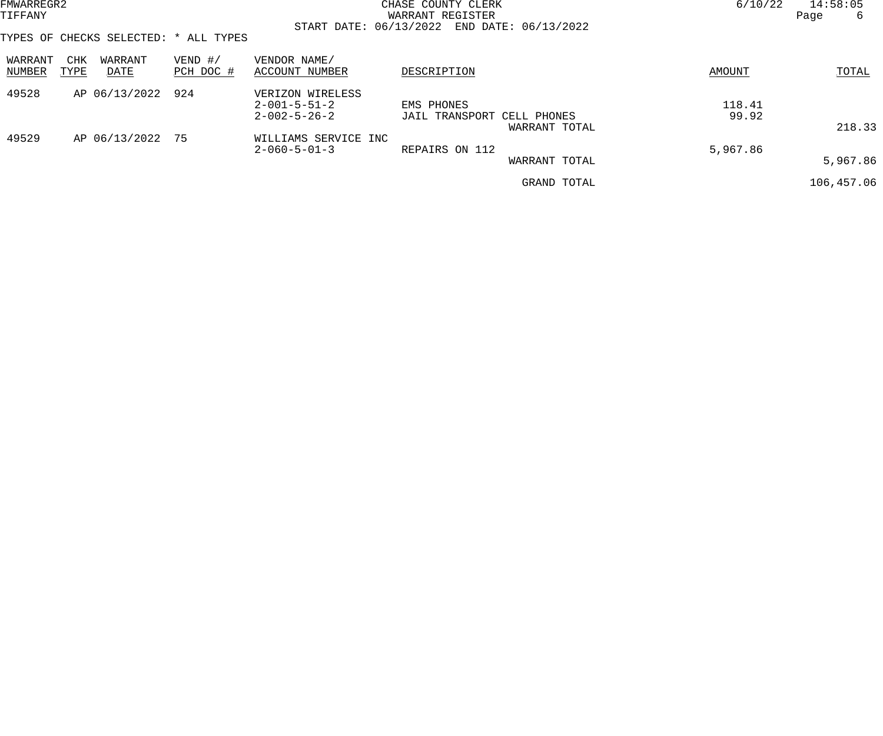CHASE COUNTY CLERK
WARRANT REGISTER
START DATE: 06/13/2022 END DATE: 06/13/2022

TYPES OF CHECKS SELECTED: * ALL TYPES

| WARRANT NUMBER | CHK TYPE | WARRANT DATE | VEND #/ PCH DOC # | VENDOR NAME/ ACCOUNT NUMBER | DESCRIPTION | AMOUNT | TOTAL |
|---|---|---|---|---|---|---|---|
| 49528 | AP | 06/13/2022 | 924 | VERIZON WIRELESS | | | |
| | | | | 2-001-5-51-2 | EMS PHONES | 118.41 | |
| | | | | 2-002-5-26-2 | JAIL TRANSPORT CELL PHONES | 99.92 | |
| | | | | | WARRANT TOTAL | | 218.33 |
| 49529 | AP | 06/13/2022 | 75 | WILLIAMS SERVICE INC | | | |
| | | | | 2-060-5-01-3 | REPAIRS ON 112 | 5,967.86 | |
| | | | | | WARRANT TOTAL | | 5,967.86 |
| | | | | | GRAND TOTAL | | 106,457.06 |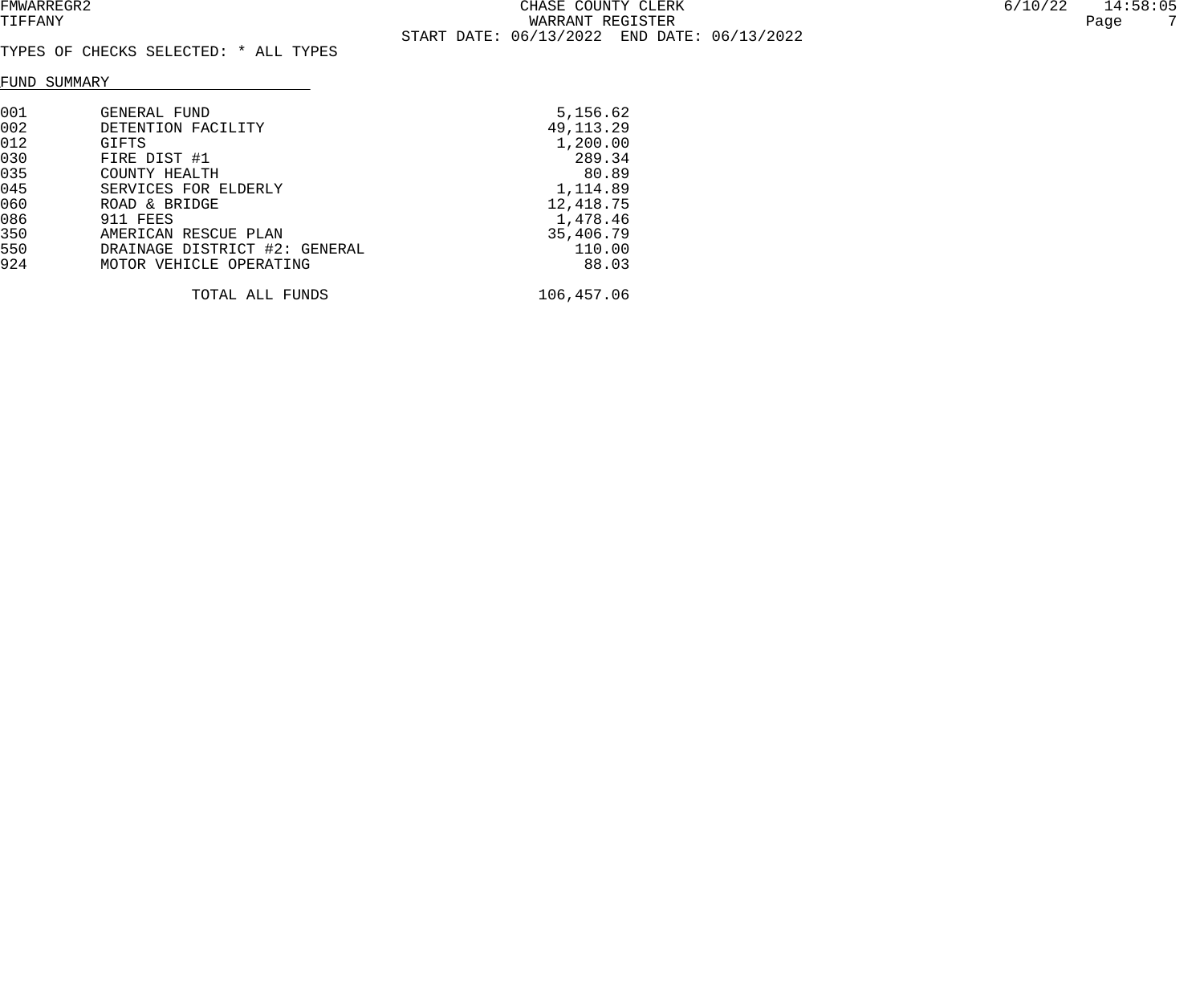FMWARREGR2
TIFFANY

CHASE COUNTY CLERK
WARRANT REGISTER
START DATE: 06/13/2022 END DATE: 06/13/2022

6/10/22 14:58:05

TYPES OF CHECKS SELECTED: * ALL TYPES

FUND SUMMARY

| | | |
|---|---|---|
| 001 | GENERAL FUND | 5,156.62 |
| 002 | DETENTION FACILITY | 49,113.29 |
| 012 | GIFTS | 1,200.00 |
| 030 | FIRE DIST #1 | 289.34 |
| 035 | COUNTY HEALTH | 80.89 |
| 045 | SERVICES FOR ELDERLY | 1,114.89 |
| 060 | ROAD & BRIDGE | 12,418.75 |
| 086 | 911 FEES | 1,478.46 |
| 350 | AMERICAN RESCUE PLAN | 35,406.79 |
| 550 | DRAINAGE DISTRICT #2: GENERAL | 110.00 |
| 924 | MOTOR VEHICLE OPERATING | 88.03 |
| | TOTAL ALL FUNDS | 106,457.06 |